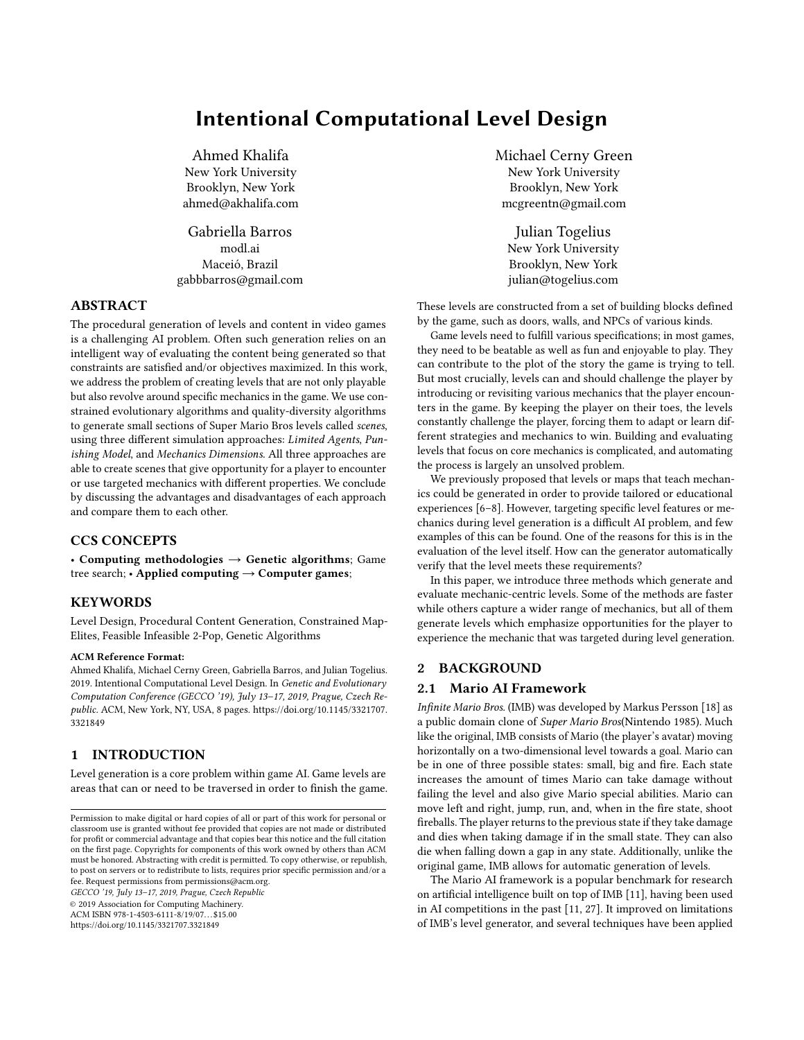// Intentional Computational Level Design

Ahmed Khalifa
New York University
Brooklyn, New York
ahmed@akhalifa.com

Michael Cerny Green
New York University
Brooklyn, New York
mcgreentn@gmail.com

Gabriella Barros
modl.ai
Maceió, Brazil
gabbbarros@gmail.com

Julian Togelius
New York University
Brooklyn, New York
julian@togelius.com

## ABSTRACT

The procedural generation of levels and content in video games is a challenging AI problem. Often such generation relies on an intelligent way of evaluating the content being generated so that constraints are satisfied and/or objectives maximized. In this work, we address the problem of creating levels that are not only playable but also revolve around specific mechanics in the game. We use constrained evolutionary algorithms and quality-diversity algorithms to generate small sections of Super Mario Bros levels called *scenes*, using three different simulation approaches: *Limited Agents*, *Punishing Model*, and *Mechanics Dimensions*. All three approaches are able to create scenes that give opportunity for a player to encounter or use targeted mechanics with different properties. We conclude by discussing the advantages and disadvantages of each approach and compare them to each other.

## CCS CONCEPTS

• **Computing methodologies → Genetic algorithms**; Game tree search; • **Applied computing → Computer games**;

## KEYWORDS

Level Design, Procedural Content Generation, Constrained Map-Elites, Feasible Infeasible 2-Pop, Genetic Algorithms

**ACM Reference Format:**
Ahmed Khalifa, Michael Cerny Green, Gabriella Barros, and Julian Togelius. 2019. Intentional Computational Level Design. In *Genetic and Evolutionary Computation Conference (GECCO '19), July 13–17, 2019, Prague, Czech Republic.* ACM, New York, NY, USA, 8 pages. https://doi.org/10.1145/3321707.3321849

## 1 INTRODUCTION

Level generation is a core problem within game AI. Game levels are areas that can or need to be traversed in order to finish the game. These levels are constructed from a set of building blocks defined by the game, such as doors, walls, and NPCs of various kinds.

Game levels need to fulfill various specifications; in most games, they need to be beatable as well as fun and enjoyable to play. They can contribute to the plot of the story the game is trying to tell. But most crucially, levels can and should challenge the player by introducing or revisiting various mechanics that the player encounters in the game. By keeping the player on their toes, the levels constantly challenge the player, forcing them to adapt or learn different strategies and mechanics to win. Building and evaluating levels that focus on core mechanics is complicated, and automating the process is largely an unsolved problem.

We previously proposed that levels or maps that teach mechanics could be generated in order to provide tailored or educational experiences [6–8]. However, targeting specific level features or mechanics during level generation is a difficult AI problem, and few examples of this can be found. One of the reasons for this is in the evaluation of the level itself. How can the generator automatically verify that the level meets these requirements?

In this paper, we introduce three methods which generate and evaluate mechanic-centric levels. Some of the methods are faster while others capture a wider range of mechanics, but all of them generate levels which emphasize opportunities for the player to experience the mechanic that was targeted during level generation.

## 2 BACKGROUND

### 2.1 Mario AI Framework

*Infinite Mario Bros.* (IMB) was developed by Markus Persson [18] as a public domain clone of *Super Mario Bros*(Nintendo 1985). Much like the original, IMB consists of Mario (the player's avatar) moving horizontally on a two-dimensional level towards a goal. Mario can be in one of three possible states: small, big and fire. Each state increases the amount of times Mario can take damage without failing the level and also give Mario special abilities. Mario can move left and right, jump, run, and, when in the fire state, shoot fireballs. The player returns to the previous state if they take damage and dies when taking damage if in the small state. They can also die when falling down a gap in any state. Additionally, unlike the original game, IMB allows for automatic generation of levels.

The Mario AI framework is a popular benchmark for research on artificial intelligence built on top of IMB [11], having been used in AI competitions in the past [11, 27]. It improved on limitations of IMB's level generator, and several techniques have been applied

Permission to make digital or hard copies of all or part of this work for personal or classroom use is granted without fee provided that copies are not made or distributed for profit or commercial advantage and that copies bear this notice and the full citation on the first page. Copyrights for components of this work owned by others than ACM must be honored. Abstracting with credit is permitted. To copy otherwise, or republish, to post on servers or to redistribute to lists, requires prior specific permission and/or a fee. Request permissions from permissions@acm.org.
*GECCO '19, July 13–17, 2019, Prague, Czech Republic*
© 2019 Association for Computing Machinery.
ACM ISBN 978-1-4503-6111-8/19/07...$15.00
https://doi.org/10.1145/3321707.3321849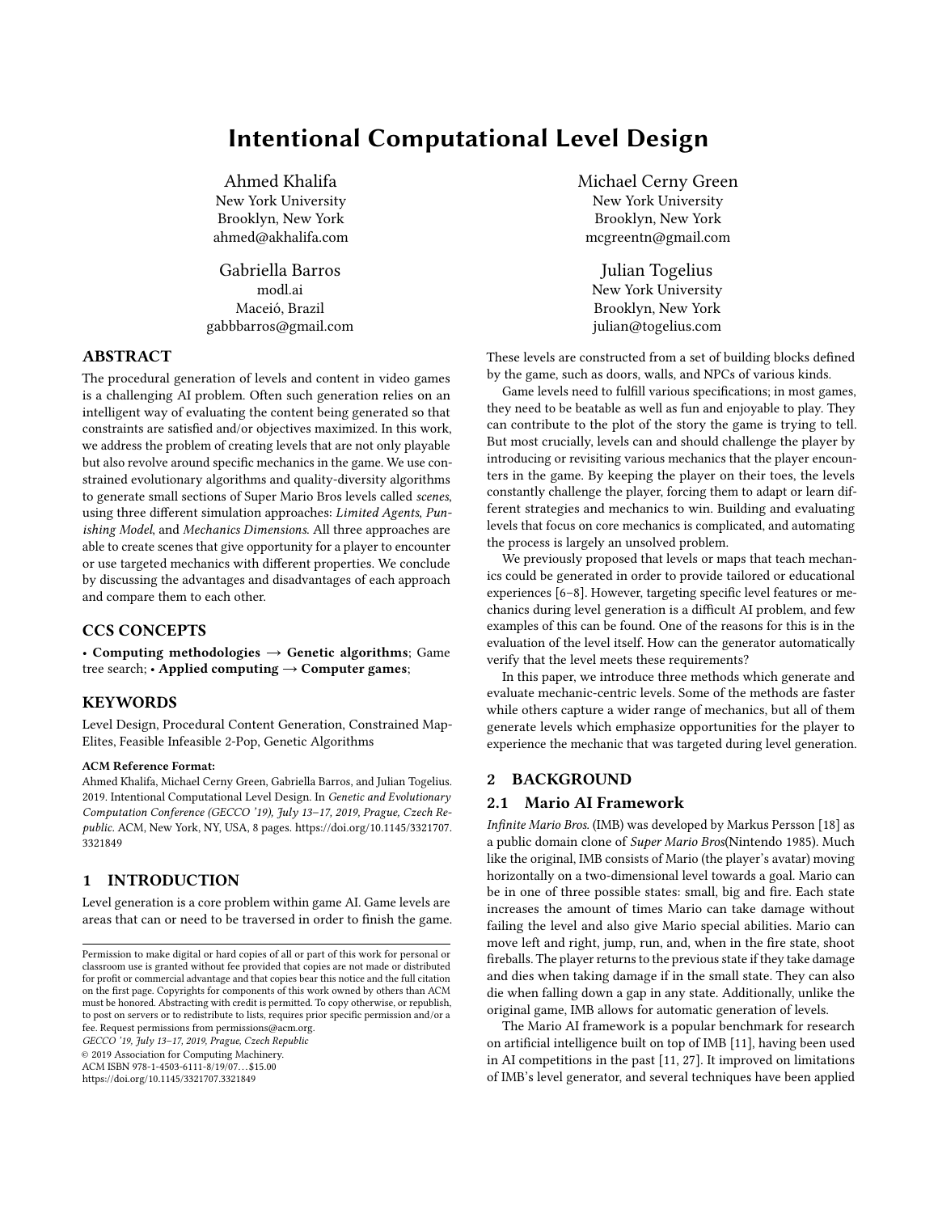# Intentional Computational Level Design

Ahmed Khalifa
New York University
Brooklyn, New York
ahmed@akhalifa.com

Michael Cerny Green
New York University
Brooklyn, New York
mcgreentn@gmail.com

Gabriella Barros
modl.ai
Maceió, Brazil
gabbbarros@gmail.com

Julian Togelius
New York University
Brooklyn, New York
julian@togelius.com

## ABSTRACT

The procedural generation of levels and content in video games is a challenging AI problem. Often such generation relies on an intelligent way of evaluating the content being generated so that constraints are satisfied and/or objectives maximized. In this work, we address the problem of creating levels that are not only playable but also revolve around specific mechanics in the game. We use constrained evolutionary algorithms and quality-diversity algorithms to generate small sections of Super Mario Bros levels called *scenes*, using three different simulation approaches: *Limited Agents*, *Punishing Model*, and *Mechanics Dimensions*. All three approaches are able to create scenes that give opportunity for a player to encounter or use targeted mechanics with different properties. We conclude by discussing the advantages and disadvantages of each approach and compare them to each other.

## CCS CONCEPTS

• **Computing methodologies** → **Genetic algorithms**; Game tree search; • **Applied computing** → **Computer games**;

## KEYWORDS

Level Design, Procedural Content Generation, Constrained Map-Elites, Feasible Infeasible 2-Pop, Genetic Algorithms

**ACM Reference Format:**
Ahmed Khalifa, Michael Cerny Green, Gabriella Barros, and Julian Togelius. 2019. Intentional Computational Level Design. In *Genetic and Evolutionary Computation Conference (GECCO '19), July 13–17, 2019, Prague, Czech Republic.* ACM, New York, NY, USA, 8 pages. https://doi.org/10.1145/3321707.3321849

## 1 INTRODUCTION

Level generation is a core problem within game AI. Game levels are areas that can or need to be traversed in order to finish the game. These levels are constructed from a set of building blocks defined by the game, such as doors, walls, and NPCs of various kinds.

Game levels need to fulfill various specifications; in most games, they need to be beatable as well as fun and enjoyable to play. They can contribute to the plot of the story the game is trying to tell. But most crucially, levels can and should challenge the player by introducing or revisiting various mechanics that the player encounters in the game. By keeping the player on their toes, the levels constantly challenge the player, forcing them to adapt or learn different strategies and mechanics to win. Building and evaluating levels that focus on core mechanics is complicated, and automating the process is largely an unsolved problem.

We previously proposed that levels or maps that teach mechanics could be generated in order to provide tailored or educational experiences [6–8]. However, targeting specific level features or mechanics during level generation is a difficult AI problem, and few examples of this can be found. One of the reasons for this is in the evaluation of the level itself. How can the generator automatically verify that the level meets these requirements?

In this paper, we introduce three methods which generate and evaluate mechanic-centric levels. Some of the methods are faster while others capture a wider range of mechanics, but all of them generate levels which emphasize opportunities for the player to experience the mechanic that was targeted during level generation.

## 2 BACKGROUND

### 2.1 Mario AI Framework

*Infinite Mario Bros.* (IMB) was developed by Markus Persson [18] as a public domain clone of *Super Mario Bros*(Nintendo 1985). Much like the original, IMB consists of Mario (the player's avatar) moving horizontally on a two-dimensional level towards a goal. Mario can be in one of three possible states: small, big and fire. Each state increases the amount of times Mario can take damage without failing the level and also give Mario special abilities. Mario can move left and right, jump, run, and, when in the fire state, shoot fireballs. The player returns to the previous state if they take damage and dies when taking damage if in the small state. They can also die when falling down a gap in any state. Additionally, unlike the original game, IMB allows for automatic generation of levels.

The Mario AI framework is a popular benchmark for research on artificial intelligence built on top of IMB [11], having been used in AI competitions in the past [11, 27]. It improved on limitations of IMB's level generator, and several techniques have been applied

Permission to make digital or hard copies of all or part of this work for personal or classroom use is granted without fee provided that copies are not made or distributed for profit or commercial advantage and that copies bear this notice and the full citation on the first page. Copyrights for components of this work owned by others than ACM must be honored. Abstracting with credit is permitted. To copy otherwise, or republish, to post on servers or to redistribute to lists, requires prior specific permission and/or a fee. Request permissions from permissions@acm.org.
*GECCO '19, July 13–17, 2019, Prague, Czech Republic*
© 2019 Association for Computing Machinery.
ACM ISBN 978-1-4503-6111-8/19/07…$15.00
https://doi.org/10.1145/3321707.3321849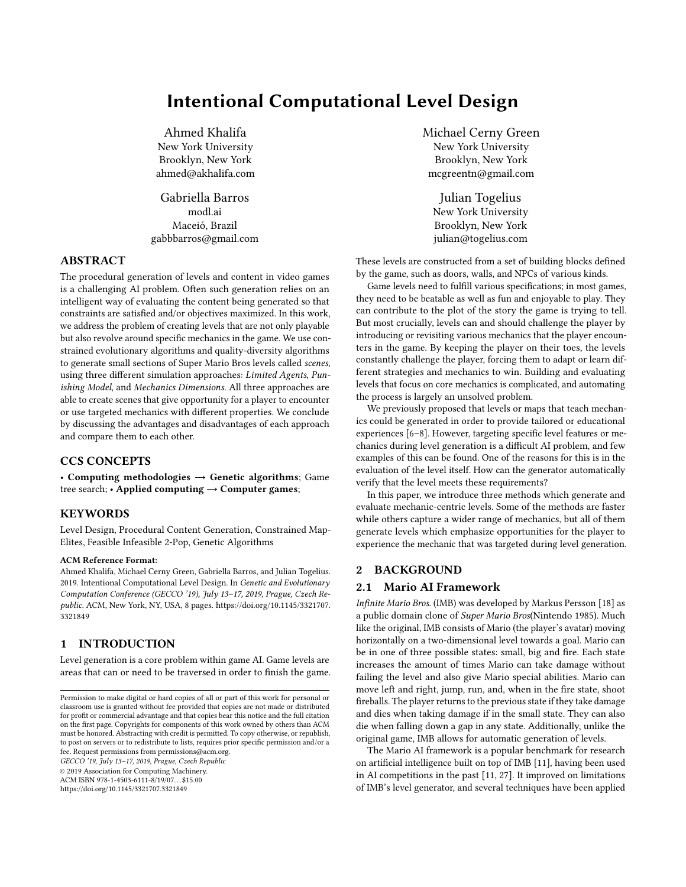# Intentional Computational Level Design

Ahmed Khalifa
New York University
Brooklyn, New York
ahmed@akhalifa.com

Michael Cerny Green
New York University
Brooklyn, New York
mcgreentn@gmail.com

Gabriella Barros
modl.ai
Maceió, Brazil
gabbbarros@gmail.com

Julian Togelius
New York University
Brooklyn, New York
julian@togelius.com

## ABSTRACT

The procedural generation of levels and content in video games is a challenging AI problem. Often such generation relies on an intelligent way of evaluating the content being generated so that constraints are satisfied and/or objectives maximized. In this work, we address the problem of creating levels that are not only playable but also revolve around specific mechanics in the game. We use constrained evolutionary algorithms and quality-diversity algorithms to generate small sections of Super Mario Bros levels called *scenes*, using three different simulation approaches: *Limited Agents*, *Punishing Model*, and *Mechanics Dimensions*. All three approaches are able to create scenes that give opportunity for a player to encounter or use targeted mechanics with different properties. We conclude by discussing the advantages and disadvantages of each approach and compare them to each other.

## CCS CONCEPTS

• **Computing methodologies → Genetic algorithms**; Game tree search; • **Applied computing → Computer games**;

## KEYWORDS

Level Design, Procedural Content Generation, Constrained Map-Elites, Feasible Infeasible 2-Pop, Genetic Algorithms

**ACM Reference Format:**
Ahmed Khalifa, Michael Cerny Green, Gabriella Barros, and Julian Togelius. 2019. Intentional Computational Level Design. In *Genetic and Evolutionary Computation Conference (GECCO '19), July 13–17, 2019, Prague, Czech Republic.* ACM, New York, NY, USA, 8 pages. https://doi.org/10.1145/3321707.3321849

## 1 INTRODUCTION

Level generation is a core problem within game AI. Game levels are areas that can or need to be traversed in order to finish the game. These levels are constructed from a set of building blocks defined by the game, such as doors, walls, and NPCs of various kinds.

Game levels need to fulfill various specifications; in most games, they need to be beatable as well as fun and enjoyable to play. They can contribute to the plot of the story the game is trying to tell. But most crucially, levels can and should challenge the player by introducing or revisiting various mechanics that the player encounters in the game. By keeping the player on their toes, the levels constantly challenge the player, forcing them to adapt or learn different strategies and mechanics to win. Building and evaluating levels that focus on core mechanics is complicated, and automating the process is largely an unsolved problem.

We previously proposed that levels or maps that teach mechanics could be generated in order to provide tailored or educational experiences [6–8]. However, targeting specific level features or mechanics during level generation is a difficult AI problem, and few examples of this can be found. One of the reasons for this is in the evaluation of the level itself. How can the generator automatically verify that the level meets these requirements?

In this paper, we introduce three methods which generate and evaluate mechanic-centric levels. Some of the methods are faster while others capture a wider range of mechanics, but all of them generate levels which emphasize opportunities for the player to experience the mechanic that was targeted during level generation.

## 2 BACKGROUND

### 2.1 Mario AI Framework

*Infinite Mario Bros.* (IMB) was developed by Markus Persson [18] as a public domain clone of *Super Mario Bros*(Nintendo 1985). Much like the original, IMB consists of Mario (the player's avatar) moving horizontally on a two-dimensional level towards a goal. Mario can be in one of three possible states: small, big and fire. Each state increases the amount of times Mario can take damage without failing the level and also give Mario special abilities. Mario can move left and right, jump, run, and, when in the fire state, shoot fireballs. The player returns to the previous state if they take damage and dies when taking damage if in the small state. They can also die when falling down a gap in any state. Additionally, unlike the original game, IMB allows for automatic generation of levels.

The Mario AI framework is a popular benchmark for research on artificial intelligence built on top of IMB [11], having been used in AI competitions in the past [11, 27]. It improved on limitations of IMB's level generator, and several techniques have been applied

Permission to make digital or hard copies of all or part of this work for personal or classroom use is granted without fee provided that copies are not made or distributed for profit or commercial advantage and that copies bear this notice and the full citation on the first page. Copyrights for components of this work owned by others than ACM must be honored. Abstracting with credit is permitted. To copy otherwise, or republish, to post on servers or to redistribute to lists, requires prior specific permission and/or a fee. Request permissions from permissions@acm.org.
*GECCO '19, July 13–17, 2019, Prague, Czech Republic*
© 2019 Association for Computing Machinery.
ACM ISBN 978-1-4503-6111-8/19/07...$15.00
https://doi.org/10.1145/3321707.3321849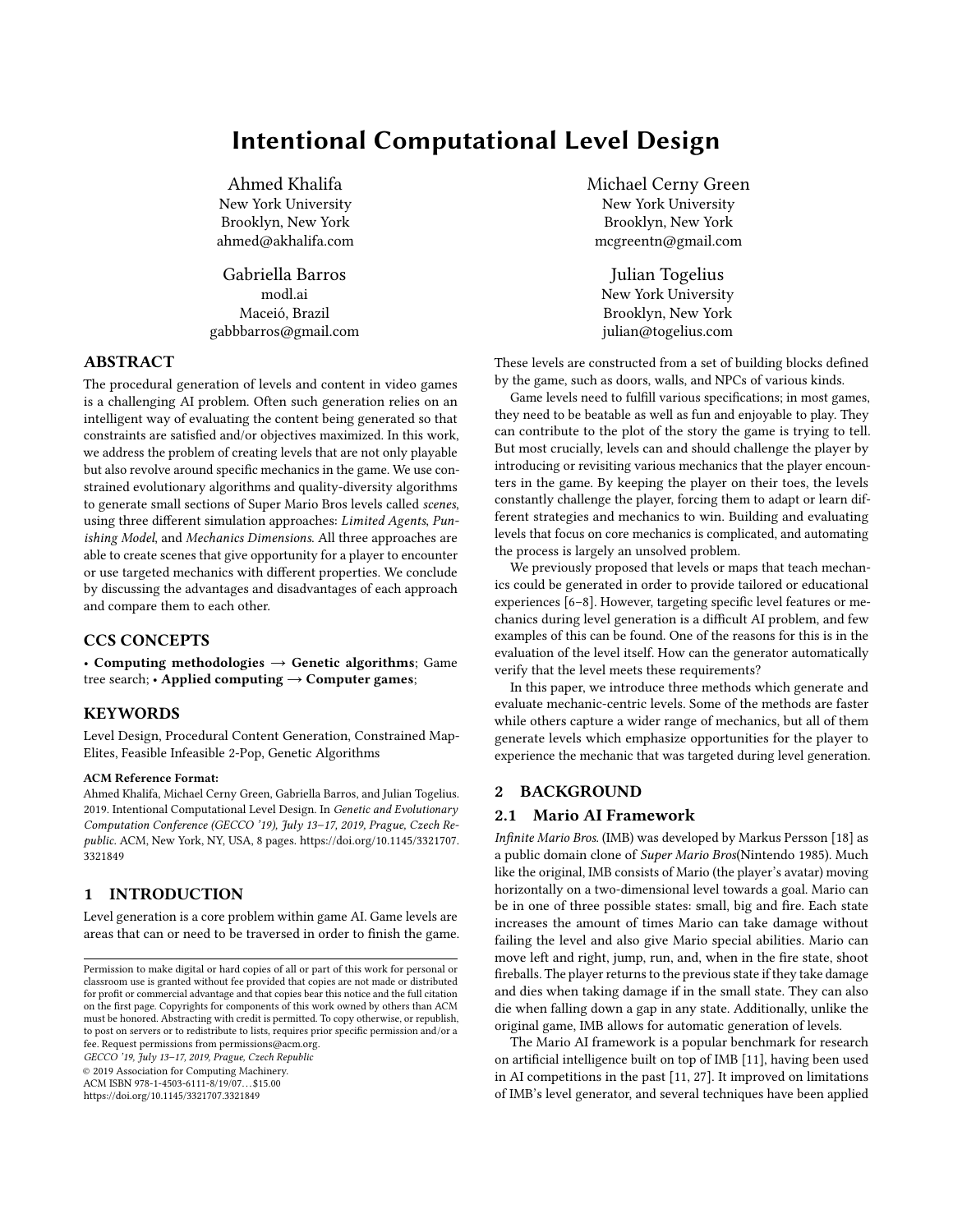# Intentional Computational Level Design

Ahmed Khalifa
New York University
Brooklyn, New York
ahmed@akhalifa.com

Michael Cerny Green
New York University
Brooklyn, New York
mcgreentn@gmail.com

Gabriella Barros
modl.ai
Maceió, Brazil
gabbbarros@gmail.com

Julian Togelius
New York University
Brooklyn, New York
julian@togelius.com

## ABSTRACT

The procedural generation of levels and content in video games is a challenging AI problem. Often such generation relies on an intelligent way of evaluating the content being generated so that constraints are satisfied and/or objectives maximized. In this work, we address the problem of creating levels that are not only playable but also revolve around specific mechanics in the game. We use constrained evolutionary algorithms and quality-diversity algorithms to generate small sections of Super Mario Bros levels called *scenes*, using three different simulation approaches: *Limited Agents*, *Punishing Model*, and *Mechanics Dimensions*. All three approaches are able to create scenes that give opportunity for a player to encounter or use targeted mechanics with different properties. We conclude by discussing the advantages and disadvantages of each approach and compare them to each other.

## CCS CONCEPTS

• **Computing methodologies → Genetic algorithms**; Game tree search; • **Applied computing → Computer games**;

## KEYWORDS

Level Design, Procedural Content Generation, Constrained Map-Elites, Feasible Infeasible 2-Pop, Genetic Algorithms

**ACM Reference Format:**
Ahmed Khalifa, Michael Cerny Green, Gabriella Barros, and Julian Togelius. 2019. Intentional Computational Level Design. In *Genetic and Evolutionary Computation Conference (GECCO '19), July 13–17, 2019, Prague, Czech Republic.* ACM, New York, NY, USA, 8 pages. https://doi.org/10.1145/3321707.3321849

## 1 INTRODUCTION

Level generation is a core problem within game AI. Game levels are areas that can or need to be traversed in order to finish the game. These levels are constructed from a set of building blocks defined by the game, such as doors, walls, and NPCs of various kinds.

Game levels need to fulfill various specifications; in most games, they need to be beatable as well as fun and enjoyable to play. They can contribute to the plot of the story the game is trying to tell. But most crucially, levels can and should challenge the player by introducing or revisiting various mechanics that the player encounters in the game. By keeping the player on their toes, the levels constantly challenge the player, forcing them to adapt or learn different strategies and mechanics to win. Building and evaluating levels that focus on core mechanics is complicated, and automating the process is largely an unsolved problem.

We previously proposed that levels or maps that teach mechanics could be generated in order to provide tailored or educational experiences [6–8]. However, targeting specific level features or mechanics during level generation is a difficult AI problem, and few examples of this can be found. One of the reasons for this is in the evaluation of the level itself. How can the generator automatically verify that the level meets these requirements?

In this paper, we introduce three methods which generate and evaluate mechanic-centric levels. Some of the methods are faster while others capture a wider range of mechanics, but all of them generate levels which emphasize opportunities for the player to experience the mechanic that was targeted during level generation.

## 2 BACKGROUND

### 2.1 Mario AI Framework

*Infinite Mario Bros.* (IMB) was developed by Markus Persson [18] as a public domain clone of *Super Mario Bros*(Nintendo 1985). Much like the original, IMB consists of Mario (the player's avatar) moving horizontally on a two-dimensional level towards a goal. Mario can be in one of three possible states: small, big and fire. Each state increases the amount of times Mario can take damage without failing the level and also give Mario special abilities. Mario can move left and right, jump, run, and, when in the fire state, shoot fireballs. The player returns to the previous state if they take damage and dies when taking damage if in the small state. They can also die when falling down a gap in any state. Additionally, unlike the original game, IMB allows for automatic generation of levels.

The Mario AI framework is a popular benchmark for research on artificial intelligence built on top of IMB [11], having been used in AI competitions in the past [11, 27]. It improved on limitations of IMB's level generator, and several techniques have been applied

Permission to make digital or hard copies of all or part of this work for personal or classroom use is granted without fee provided that copies are not made or distributed for profit or commercial advantage and that copies bear this notice and the full citation on the first page. Copyrights for components of this work owned by others than ACM must be honored. Abstracting with credit is permitted. To copy otherwise, or republish, to post on servers or to redistribute to lists, requires prior specific permission and/or a fee. Request permissions from permissions@acm.org.
*GECCO '19, July 13–17, 2019, Prague, Czech Republic*
© 2019 Association for Computing Machinery.
ACM ISBN 978-1-4503-6111-8/19/07...$15.00
https://doi.org/10.1145/3321707.3321849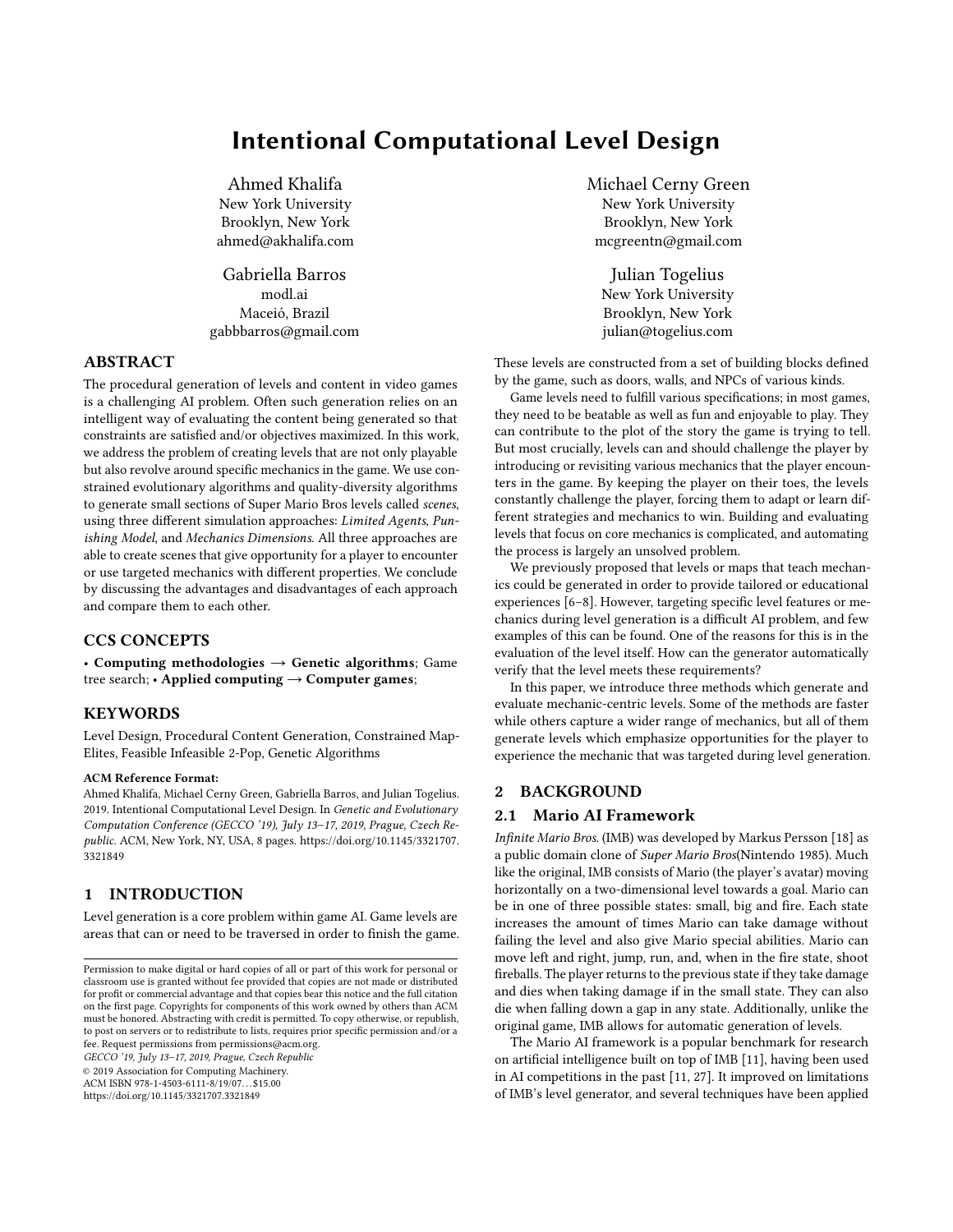# Intentional Computational Level Design

Ahmed Khalifa
New York University
Brooklyn, New York
ahmed@akhalifa.com

Michael Cerny Green
New York University
Brooklyn, New York
mcgreentn@gmail.com

Gabriella Barros
modl.ai
Maceió, Brazil
gabbbarros@gmail.com

Julian Togelius
New York University
Brooklyn, New York
julian@togelius.com

## ABSTRACT

The procedural generation of levels and content in video games is a challenging AI problem. Often such generation relies on an intelligent way of evaluating the content being generated so that constraints are satisfied and/or objectives maximized. In this work, we address the problem of creating levels that are not only playable but also revolve around specific mechanics in the game. We use constrained evolutionary algorithms and quality-diversity algorithms to generate small sections of Super Mario Bros levels called *scenes*, using three different simulation approaches: *Limited Agents*, *Punishing Model*, and *Mechanics Dimensions*. All three approaches are able to create scenes that give opportunity for a player to encounter or use targeted mechanics with different properties. We conclude by discussing the advantages and disadvantages of each approach and compare them to each other.

## CCS CONCEPTS

• **Computing methodologies → Genetic algorithms**; Game tree search; • **Applied computing → Computer games**;

## KEYWORDS

Level Design, Procedural Content Generation, Constrained Map-Elites, Feasible Infeasible 2-Pop, Genetic Algorithms

**ACM Reference Format:**
Ahmed Khalifa, Michael Cerny Green, Gabriella Barros, and Julian Togelius. 2019. Intentional Computational Level Design. In *Genetic and Evolutionary Computation Conference (GECCO '19), July 13–17, 2019, Prague, Czech Republic.* ACM, New York, NY, USA, 8 pages. https://doi.org/10.1145/3321707.3321849

## 1 INTRODUCTION

Level generation is a core problem within game AI. Game levels are areas that can or need to be traversed in order to finish the game. These levels are constructed from a set of building blocks defined by the game, such as doors, walls, and NPCs of various kinds.

Game levels need to fulfill various specifications; in most games, they need to be beatable as well as fun and enjoyable to play. They can contribute to the plot of the story the game is trying to tell. But most crucially, levels can and should challenge the player by introducing or revisiting various mechanics that the player encounters in the game. By keeping the player on their toes, the levels constantly challenge the player, forcing them to adapt or learn different strategies and mechanics to win. Building and evaluating levels that focus on core mechanics is complicated, and automating the process is largely an unsolved problem.

We previously proposed that levels or maps that teach mechanics could be generated in order to provide tailored or educational experiences [6–8]. However, targeting specific level features or mechanics during level generation is a difficult AI problem, and few examples of this can be found. One of the reasons for this is in the evaluation of the level itself. How can the generator automatically verify that the level meets these requirements?

In this paper, we introduce three methods which generate and evaluate mechanic-centric levels. Some of the methods are faster while others capture a wider range of mechanics, but all of them generate levels which emphasize opportunities for the player to experience the mechanic that was targeted during level generation.

## 2 BACKGROUND

### 2.1 Mario AI Framework

*Infinite Mario Bros.* (IMB) was developed by Markus Persson [18] as a public domain clone of *Super Mario Bros*(Nintendo 1985). Much like the original, IMB consists of Mario (the player's avatar) moving horizontally on a two-dimensional level towards a goal. Mario can be in one of three possible states: small, big and fire. Each state increases the amount of times Mario can take damage without failing the level and also give Mario special abilities. Mario can move left and right, jump, run, and, when in the fire state, shoot fireballs. The player returns to the previous state if they take damage and dies when taking damage if in the small state. They can also die when falling down a gap in any state. Additionally, unlike the original game, IMB allows for automatic generation of levels.

The Mario AI framework is a popular benchmark for research on artificial intelligence built on top of IMB [11], having been used in AI competitions in the past [11, 27]. It improved on limitations of IMB's level generator, and several techniques have been applied

Permission to make digital or hard copies of all or part of this work for personal or classroom use is granted without fee provided that copies are not made or distributed for profit or commercial advantage and that copies bear this notice and the full citation on the first page. Copyrights for components of this work owned by others than ACM must be honored. Abstracting with credit is permitted. To copy otherwise, or republish, to post on servers or to redistribute to lists, requires prior specific permission and/or a fee. Request permissions from permissions@acm.org.
*GECCO '19, July 13–17, 2019, Prague, Czech Republic*
© 2019 Association for Computing Machinery.
ACM ISBN 978-1-4503-6111-8/19/07...$15.00
https://doi.org/10.1145/3321707.3321849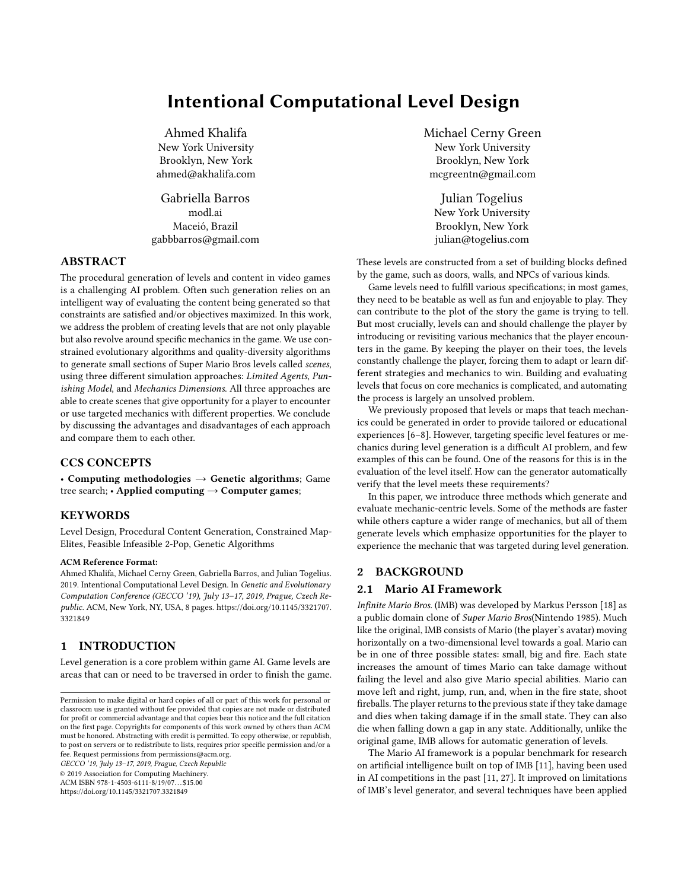# Intentional Computational Level Design

Ahmed Khalifa
New York University
Brooklyn, New York
ahmed@akhalifa.com

Michael Cerny Green
New York University
Brooklyn, New York
mcgreentn@gmail.com

Gabriella Barros
modl.ai
Maceió, Brazil
gabbbarros@gmail.com

Julian Togelius
New York University
Brooklyn, New York
julian@togelius.com

## ABSTRACT

The procedural generation of levels and content in video games is a challenging AI problem. Often such generation relies on an intelligent way of evaluating the content being generated so that constraints are satisfied and/or objectives maximized. In this work, we address the problem of creating levels that are not only playable but also revolve around specific mechanics in the game. We use constrained evolutionary algorithms and quality-diversity algorithms to generate small sections of Super Mario Bros levels called *scenes*, using three different simulation approaches: *Limited Agents*, *Punishing Model*, and *Mechanics Dimensions*. All three approaches are able to create scenes that give opportunity for a player to encounter or use targeted mechanics with different properties. We conclude by discussing the advantages and disadvantages of each approach and compare them to each other.

## CCS CONCEPTS

• **Computing methodologies** → **Genetic algorithms**; Game tree search; • **Applied computing** → **Computer games**;

## KEYWORDS

Level Design, Procedural Content Generation, Constrained Map-Elites, Feasible Infeasible 2-Pop, Genetic Algorithms

**ACM Reference Format:**
Ahmed Khalifa, Michael Cerny Green, Gabriella Barros, and Julian Togelius. 2019. Intentional Computational Level Design. In *Genetic and Evolutionary Computation Conference (GECCO '19), July 13–17, 2019, Prague, Czech Republic.* ACM, New York, NY, USA, 8 pages. https://doi.org/10.1145/3321707.3321849

## 1 INTRODUCTION

Level generation is a core problem within game AI. Game levels are areas that can or need to be traversed in order to finish the game. These levels are constructed from a set of building blocks defined by the game, such as doors, walls, and NPCs of various kinds.

Game levels need to fulfill various specifications; in most games, they need to be beatable as well as fun and enjoyable to play. They can contribute to the plot of the story the game is trying to tell. But most crucially, levels can and should challenge the player by introducing or revisiting various mechanics that the player encounters in the game. By keeping the player on their toes, the levels constantly challenge the player, forcing them to adapt or learn different strategies and mechanics to win. Building and evaluating levels that focus on core mechanics is complicated, and automating the process is largely an unsolved problem.

We previously proposed that levels or maps that teach mechanics could be generated in order to provide tailored or educational experiences [6–8]. However, targeting specific level features or mechanics during level generation is a difficult AI problem, and few examples of this can be found. One of the reasons for this is in the evaluation of the level itself. How can the generator automatically verify that the level meets these requirements?

In this paper, we introduce three methods which generate and evaluate mechanic-centric levels. Some of the methods are faster while others capture a wider range of mechanics, but all of them generate levels which emphasize opportunities for the player to experience the mechanic that was targeted during level generation.

## 2 BACKGROUND

### 2.1 Mario AI Framework

*Infinite Mario Bros.* (IMB) was developed by Markus Persson [18] as a public domain clone of *Super Mario Bros*(Nintendo 1985). Much like the original, IMB consists of Mario (the player's avatar) moving horizontally on a two-dimensional level towards a goal. Mario can be in one of three possible states: small, big and fire. Each state increases the amount of times Mario can take damage without failing the level and also give Mario special abilities. Mario can move left and right, jump, run, and, when in the fire state, shoot fireballs. The player returns to the previous state if they take damage and dies when taking damage if in the small state. They can also die when falling down a gap in any state. Additionally, unlike the original game, IMB allows for automatic generation of levels.

The Mario AI framework is a popular benchmark for research on artificial intelligence built on top of IMB [11], having been used in AI competitions in the past [11, 27]. It improved on limitations of IMB's level generator, and several techniques have been applied

Permission to make digital or hard copies of all or part of this work for personal or classroom use is granted without fee provided that copies are not made or distributed for profit or commercial advantage and that copies bear this notice and the full citation on the first page. Copyrights for components of this work owned by others than ACM must be honored. Abstracting with credit is permitted. To copy otherwise, or republish, to post on servers or to redistribute to lists, requires prior specific permission and/or a fee. Request permissions from permissions@acm.org.
*GECCO '19, July 13–17, 2019, Prague, Czech Republic*
© 2019 Association for Computing Machinery.
ACM ISBN 978-1-4503-6111-8/19/07…$15.00
https://doi.org/10.1145/3321707.3321849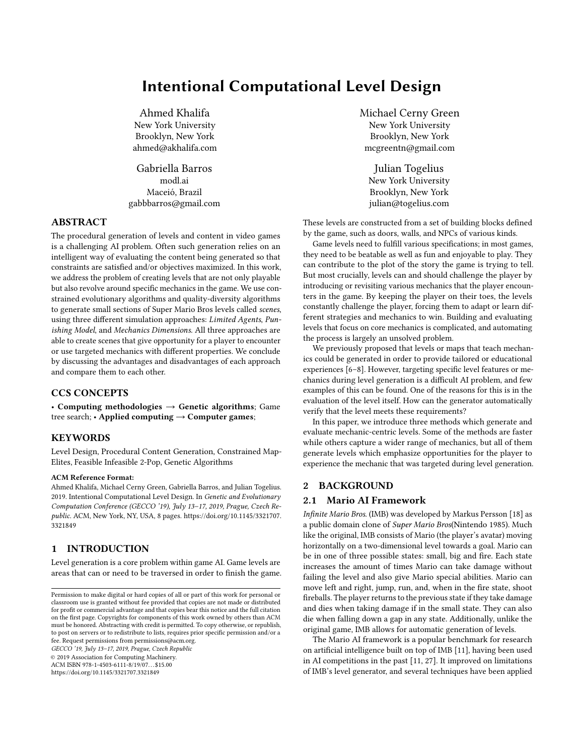# Intentional Computational Level Design

Ahmed Khalifa
New York University
Brooklyn, New York
ahmed@akhalifa.com

Michael Cerny Green
New York University
Brooklyn, New York
mcgreentn@gmail.com

Gabriella Barros
modl.ai
Maceió, Brazil
gabbbarros@gmail.com

Julian Togelius
New York University
Brooklyn, New York
julian@togelius.com

## ABSTRACT

The procedural generation of levels and content in video games is a challenging AI problem. Often such generation relies on an intelligent way of evaluating the content being generated so that constraints are satisfied and/or objectives maximized. In this work, we address the problem of creating levels that are not only playable but also revolve around specific mechanics in the game. We use constrained evolutionary algorithms and quality-diversity algorithms to generate small sections of Super Mario Bros levels called *scenes*, using three different simulation approaches: *Limited Agents*, *Punishing Model*, and *Mechanics Dimensions*. All three approaches are able to create scenes that give opportunity for a player to encounter or use targeted mechanics with different properties. We conclude by discussing the advantages and disadvantages of each approach and compare them to each other.

## CCS CONCEPTS

• **Computing methodologies → Genetic algorithms**; Game tree search; • **Applied computing → Computer games**;

## KEYWORDS

Level Design, Procedural Content Generation, Constrained Map-Elites, Feasible Infeasible 2-Pop, Genetic Algorithms

**ACM Reference Format:**
Ahmed Khalifa, Michael Cerny Green, Gabriella Barros, and Julian Togelius. 2019. Intentional Computational Level Design. In *Genetic and Evolutionary Computation Conference (GECCO '19), July 13–17, 2019, Prague, Czech Republic.* ACM, New York, NY, USA, 8 pages. https://doi.org/10.1145/3321707.3321849

## 1 INTRODUCTION

Level generation is a core problem within game AI. Game levels are areas that can or need to be traversed in order to finish the game. These levels are constructed from a set of building blocks defined by the game, such as doors, walls, and NPCs of various kinds.

Game levels need to fulfill various specifications; in most games, they need to be beatable as well as fun and enjoyable to play. They can contribute to the plot of the story the game is trying to tell. But most crucially, levels can and should challenge the player by introducing or revisiting various mechanics that the player encounters in the game. By keeping the player on their toes, the levels constantly challenge the player, forcing them to adapt or learn different strategies and mechanics to win. Building and evaluating levels that focus on core mechanics is complicated, and automating the process is largely an unsolved problem.

We previously proposed that levels or maps that teach mechanics could be generated in order to provide tailored or educational experiences [6–8]. However, targeting specific level features or mechanics during level generation is a difficult AI problem, and few examples of this can be found. One of the reasons for this is in the evaluation of the level itself. How can the generator automatically verify that the level meets these requirements?

In this paper, we introduce three methods which generate and evaluate mechanic-centric levels. Some of the methods are faster while others capture a wider range of mechanics, but all of them generate levels which emphasize opportunities for the player to experience the mechanic that was targeted during level generation.

## 2 BACKGROUND

### 2.1 Mario AI Framework

*Infinite Mario Bros.* (IMB) was developed by Markus Persson [18] as a public domain clone of *Super Mario Bros*(Nintendo 1985). Much like the original, IMB consists of Mario (the player's avatar) moving horizontally on a two-dimensional level towards a goal. Mario can be in one of three possible states: small, big and fire. Each state increases the amount of times Mario can take damage without failing the level and also give Mario special abilities. Mario can move left and right, jump, run, and, when in the fire state, shoot fireballs. The player returns to the previous state if they take damage and dies when taking damage if in the small state. They can also die when falling down a gap in any state. Additionally, unlike the original game, IMB allows for automatic generation of levels.

The Mario AI framework is a popular benchmark for research on artificial intelligence built on top of IMB [11], having been used in AI competitions in the past [11, 27]. It improved on limitations of IMB's level generator, and several techniques have been applied

Permission to make digital or hard copies of all or part of this work for personal or classroom use is granted without fee provided that copies are not made or distributed for profit or commercial advantage and that copies bear this notice and the full citation on the first page. Copyrights for components of this work owned by others than ACM must be honored. Abstracting with credit is permitted. To copy otherwise, or republish, to post on servers or to redistribute to lists, requires prior specific permission and/or a fee. Request permissions from permissions@acm.org.
*GECCO '19, July 13–17, 2019, Prague, Czech Republic*
© 2019 Association for Computing Machinery.
ACM ISBN 978-1-4503-6111-8/19/07…$15.00
https://doi.org/10.1145/3321707.3321849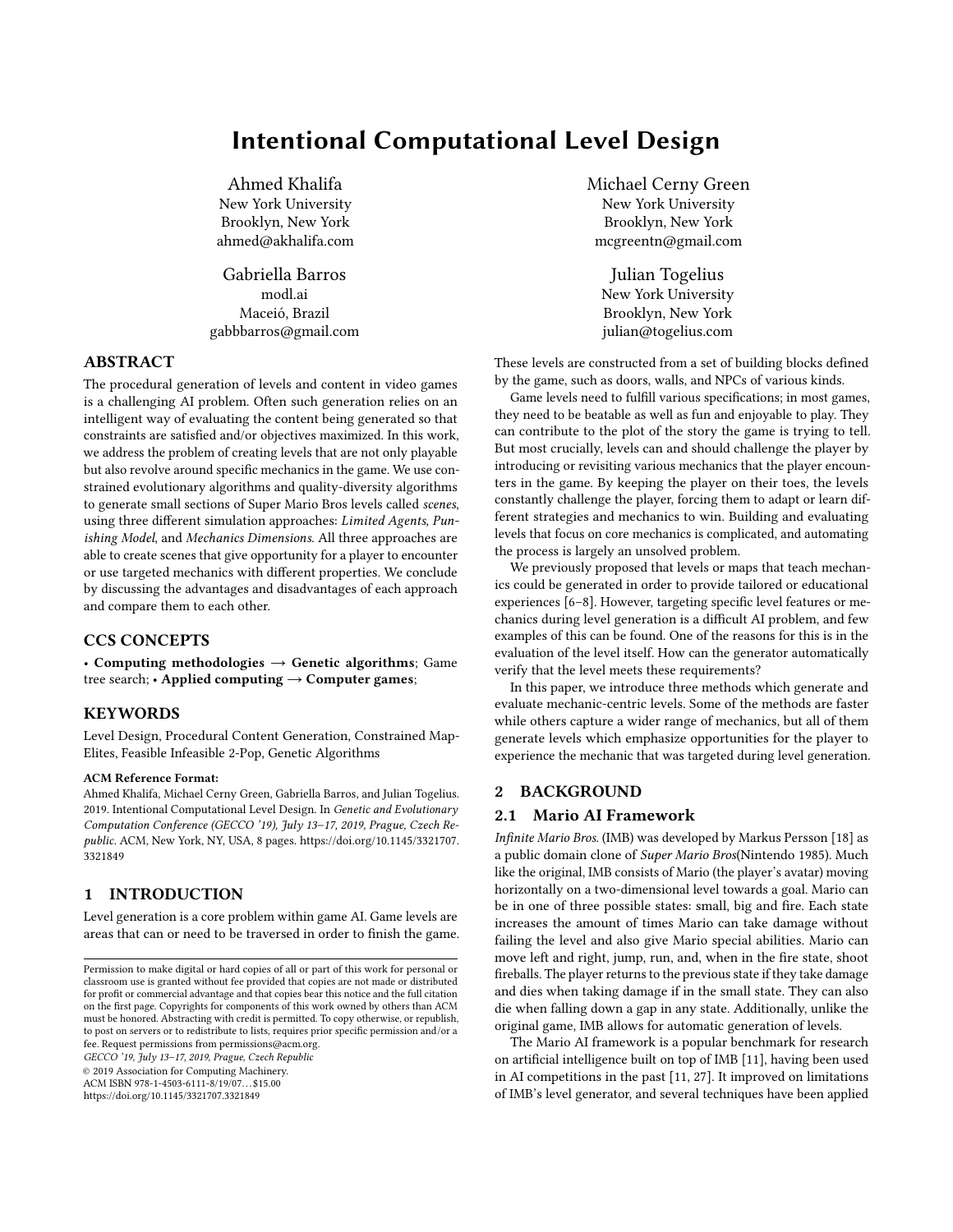# Intentional Computational Level Design

Ahmed Khalifa
New York University
Brooklyn, New York
ahmed@akhalifa.com

Michael Cerny Green
New York University
Brooklyn, New York
mcgreentn@gmail.com

Gabriella Barros
modl.ai
Maceió, Brazil
gabbbarros@gmail.com

Julian Togelius
New York University
Brooklyn, New York
julian@togelius.com

## ABSTRACT

The procedural generation of levels and content in video games is a challenging AI problem. Often such generation relies on an intelligent way of evaluating the content being generated so that constraints are satisfied and/or objectives maximized. In this work, we address the problem of creating levels that are not only playable but also revolve around specific mechanics in the game. We use constrained evolutionary algorithms and quality-diversity algorithms to generate small sections of Super Mario Bros levels called *scenes*, using three different simulation approaches: *Limited Agents*, *Punishing Model*, and *Mechanics Dimensions*. All three approaches are able to create scenes that give opportunity for a player to encounter or use targeted mechanics with different properties. We conclude by discussing the advantages and disadvantages of each approach and compare them to each other.

## CCS CONCEPTS

• **Computing methodologies → Genetic algorithms**; Game tree search; • **Applied computing → Computer games**;

## KEYWORDS

Level Design, Procedural Content Generation, Constrained Map-Elites, Feasible Infeasible 2-Pop, Genetic Algorithms

**ACM Reference Format:**
Ahmed Khalifa, Michael Cerny Green, Gabriella Barros, and Julian Togelius. 2019. Intentional Computational Level Design. In *Genetic and Evolutionary Computation Conference (GECCO '19), July 13–17, 2019, Prague, Czech Republic.* ACM, New York, NY, USA, 8 pages. https://doi.org/10.1145/3321707.3321849

Permission to make digital or hard copies of all or part of this work for personal or classroom use is granted without fee provided that copies are not made or distributed for profit or commercial advantage and that copies bear this notice and the full citation on the first page. Copyrights for components of this work owned by others than ACM must be honored. Abstracting with credit is permitted. To copy otherwise, or republish, to post on servers or to redistribute to lists, requires prior specific permission and/or a fee. Request permissions from permissions@acm.org.
*GECCO '19, July 13–17, 2019, Prague, Czech Republic*
© 2019 Association for Computing Machinery.
ACM ISBN 978-1-4503-6111-8/19/07...$15.00
https://doi.org/10.1145/3321707.3321849

## 1 INTRODUCTION

Level generation is a core problem within game AI. Game levels are areas that can or need to be traversed in order to finish the game. These levels are constructed from a set of building blocks defined by the game, such as doors, walls, and NPCs of various kinds.

Game levels need to fulfill various specifications; in most games, they need to be beatable as well as fun and enjoyable to play. They can contribute to the plot of the story the game is trying to tell. But most crucially, levels can and should challenge the player by introducing or revisiting various mechanics that the player encounters in the game. By keeping the player on their toes, the levels constantly challenge the player, forcing them to adapt or learn different strategies and mechanics to win. Building and evaluating levels that focus on core mechanics is complicated, and automating the process is largely an unsolved problem.

We previously proposed that levels or maps that teach mechanics could be generated in order to provide tailored or educational experiences [6–8]. However, targeting specific level features or mechanics during level generation is a difficult AI problem, and few examples of this can be found. One of the reasons for this is in the evaluation of the level itself. How can the generator automatically verify that the level meets these requirements?

In this paper, we introduce three methods which generate and evaluate mechanic-centric levels. Some of the methods are faster while others capture a wider range of mechanics, but all of them generate levels which emphasize opportunities for the player to experience the mechanic that was targeted during level generation.

## 2 BACKGROUND

### 2.1 Mario AI Framework

*Infinite Mario Bros.* (IMB) was developed by Markus Persson [18] as a public domain clone of *Super Mario Bros*(Nintendo 1985). Much like the original, IMB consists of Mario (the player's avatar) moving horizontally on a two-dimensional level towards a goal. Mario can be in one of three possible states: small, big and fire. Each state increases the amount of times Mario can take damage without failing the level and also give Mario special abilities. Mario can move left and right, jump, run, and, when in the fire state, shoot fireballs. The player returns to the previous state if they take damage and dies when taking damage if in the small state. They can also die when falling down a gap in any state. Additionally, unlike the original game, IMB allows for automatic generation of levels.

The Mario AI framework is a popular benchmark for research on artificial intelligence built on top of IMB [11], having been used in AI competitions in the past [11, 27]. It improved on limitations of IMB's level generator, and several techniques have been applied